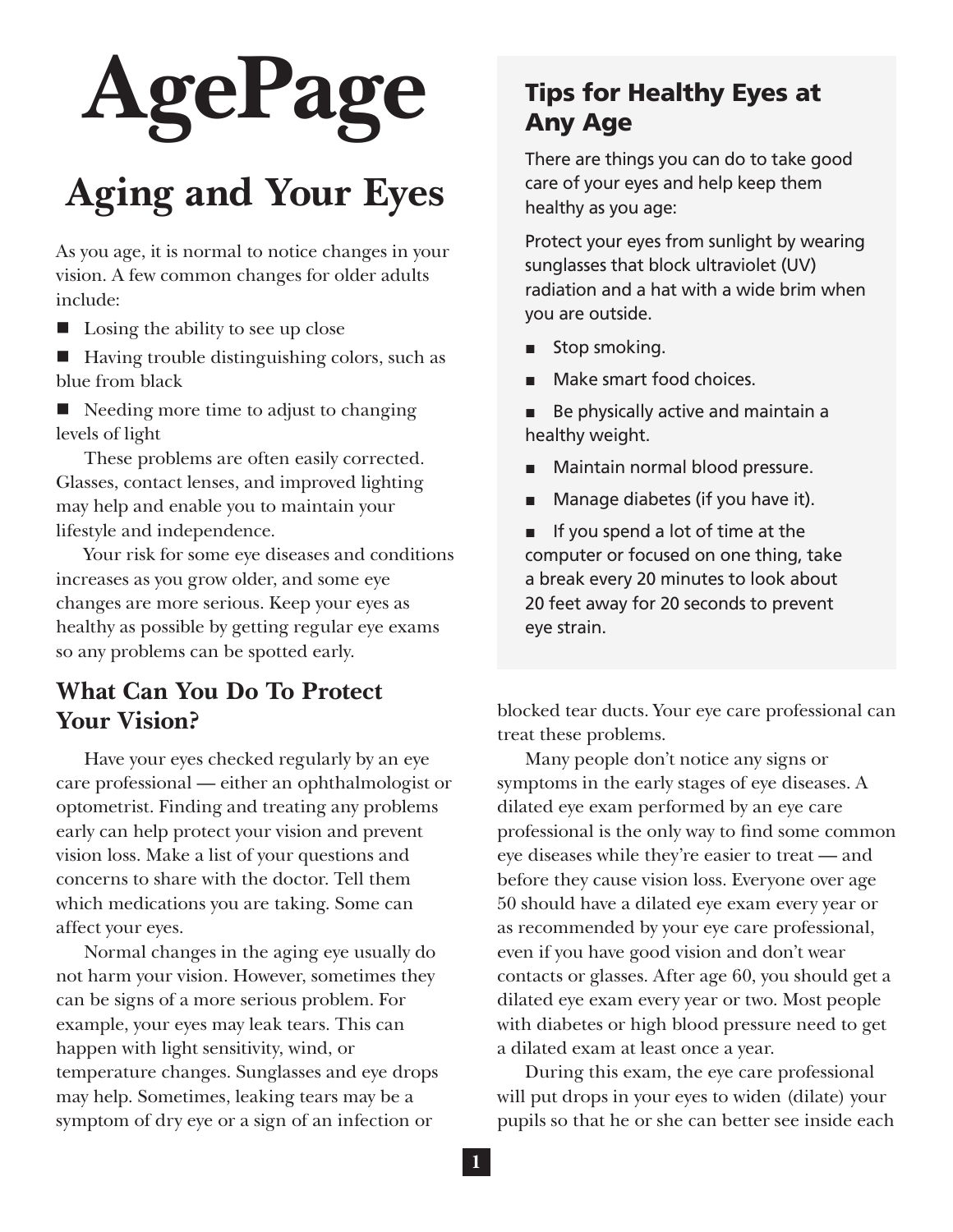# AgePage

# Aging and Your Eyes

As you age, it is normal to notice changes in your vision. A few common changes for older adults include:

- Losing the ability to see up close
- Having trouble distinguishing colors, such as blue from black
- Needing more time to adjust to changing levels of light

These problems are often easily corrected. Glasses, contact lenses, and improved lighting may help and enable you to maintain your lifestyle and independence.

Your risk for some eye diseases and conditions increases as you grow older, and some eye changes are more serious. Keep your eyes as healthy as possible by getting regular eye exams so any problems can be spotted early.

## What Can You Do To Protect Your Vision?

Have your eyes checked regularly by an eye care professional — either an ophthalmologist or optometrist. Finding and treating any problems early can help protect your vision and prevent vision loss. Make a list of your questions and concerns to share with the doctor. Tell them which medications you are taking. Some can affect your eyes.

Normal changes in the aging eye usually do not harm your vision. However, sometimes they can be signs of a more serious problem. For example, your eyes may leak tears. This can happen with light sensitivity, wind, or temperature changes. Sunglasses and eye drops may help. Sometimes, leaking tears may be a symptom of dry eye or a sign of an infection or blocked tear ducts. Your eye care professional can treat these problems.

Many people don't notice any signs or symptoms in the early stages of eye diseases. A dilated eye exam performed by an eye care professional is the only way to find some common eye diseases while they're easier to treat — and before they cause vision loss. Everyone over age 50 should have a dilated eye exam every year or as recommended by your eye care professional, even if you have good vision and don't wear contacts or glasses. After age 60, you should get a dilated eye exam every year or two. Most people with diabetes or high blood pressure need to get a dilated exam at least once a year.

During this exam, the eye care professional will put drops in your eyes to widen (dilate) your pupils so that he or she can better see inside each

### Tips for Healthy Eyes at Any Age

There are things you can do to take good care of your eyes and help keep them healthy as you age:

Protect your eyes from sunlight by wearing sunglasses that block ultraviolet (UV) radiation and a hat with a wide brim when you are outside.

- Stop smoking.
- Make smart food choices.
- Be physically active and maintain a healthy weight.
- Maintain normal blood pressure.
- Manage diabetes (if you have it).
- If you spend a lot of time at the computer or focused on one thing, take a break every 20 minutes to look about 20 feet away for 20 seconds to prevent eye strain.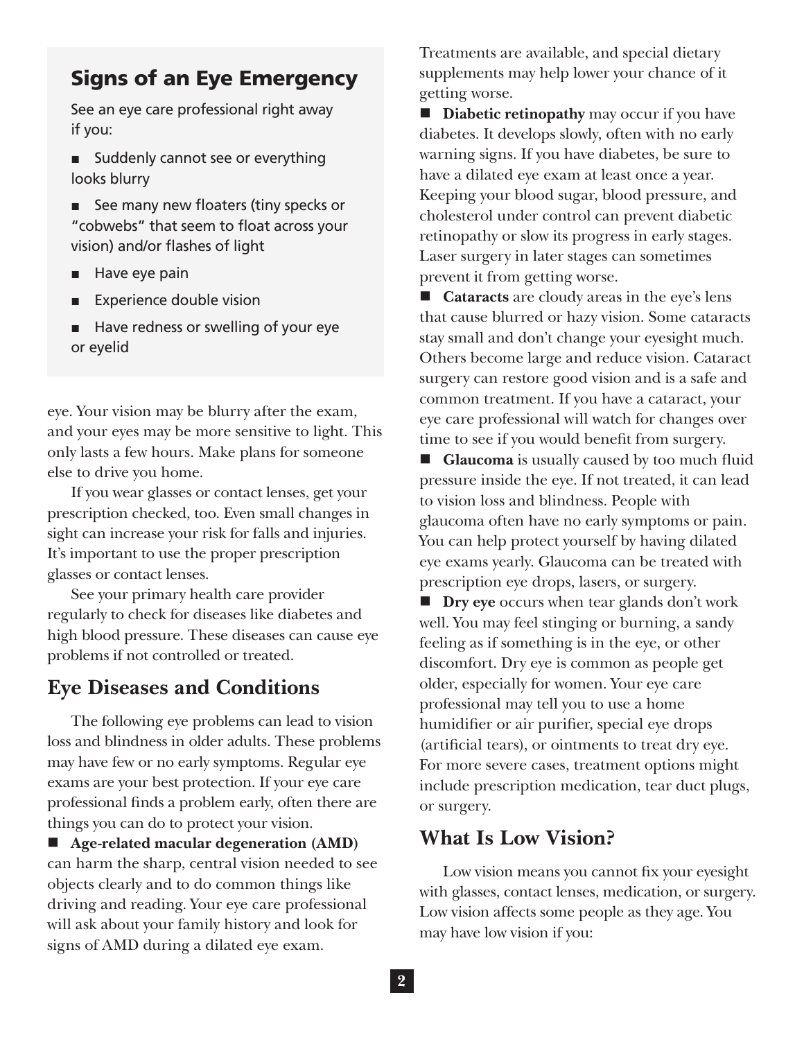## Signs of an Eye Emergency

See an eye care professional right away if you:

- Suddenly cannot see or everything looks blurry
- See many new floaters (tiny specks or "cobwebs" that seem to float across your vision) and/or flashes of light
- Have eye pain
- Experience double vision
- Have redness or swelling of your eye or eyelid

eye. Your vision may be blurry after the exam, and your eyes may be more sensitive to light. This only lasts a few hours. Make plans for someone else to drive you home.

If you wear glasses or contact lenses, get your prescription checked, too. Even small changes in sight can increase your risk for falls and injuries. It's important to use the proper prescription glasses or contact lenses.

See your primary health care provider regularly to check for diseases like diabetes and high blood pressure. These diseases can cause eye problems if not controlled or treated.

## Eye Diseases and Conditions

The following eye problems can lead to vision loss and blindness in older adults. These problems may have few or no early symptoms. Regular eye exams are your best protection. If your eye care professional finds a problem early, often there are things you can do to protect your vision.

- **Age-related macular degeneration (AMD)** can harm the sharp, central vision needed to see objects clearly and to do common things like driving and reading. Your eye care professional will ask about your family history and look for signs of AMD during a dilated eye exam. Treatments are available, and special dietary supplements may help lower your chance of it getting worse.
- **Diabetic retinopathy** may occur if you have diabetes. It develops slowly, often with no early warning signs. If you have diabetes, be sure to have a dilated eye exam at least once a year. Keeping your blood sugar, blood pressure, and cholesterol under control can prevent diabetic retinopathy or slow its progress in early stages. Laser surgery in later stages can sometimes prevent it from getting worse.
- **Cataracts** are cloudy areas in the eye's lens that cause blurred or hazy vision. Some cataracts stay small and don't change your eyesight much. Others become large and reduce vision. Cataract surgery can restore good vision and is a safe and common treatment. If you have a cataract, your eye care professional will watch for changes over time to see if you would benefit from surgery.
- **Glaucoma** is usually caused by too much fluid pressure inside the eye. If not treated, it can lead to vision loss and blindness. People with glaucoma often have no early symptoms or pain. You can help protect yourself by having dilated eye exams yearly. Glaucoma can be treated with prescription eye drops, lasers, or surgery.
- **Dry eye** occurs when tear glands don't work well. You may feel stinging or burning, a sandy feeling as if something is in the eye, or other discomfort. Dry eye is common as people get older, especially for women. Your eye care professional may tell you to use a home humidifier or air purifier, special eye drops (artificial tears), or ointments to treat dry eye. For more severe cases, treatment options might include prescription medication, tear duct plugs, or surgery.

## What Is Low Vision?

Low vision means you cannot fix your eyesight with glasses, contact lenses, medication, or surgery. Low vision affects some people as they age. You may have low vision if you: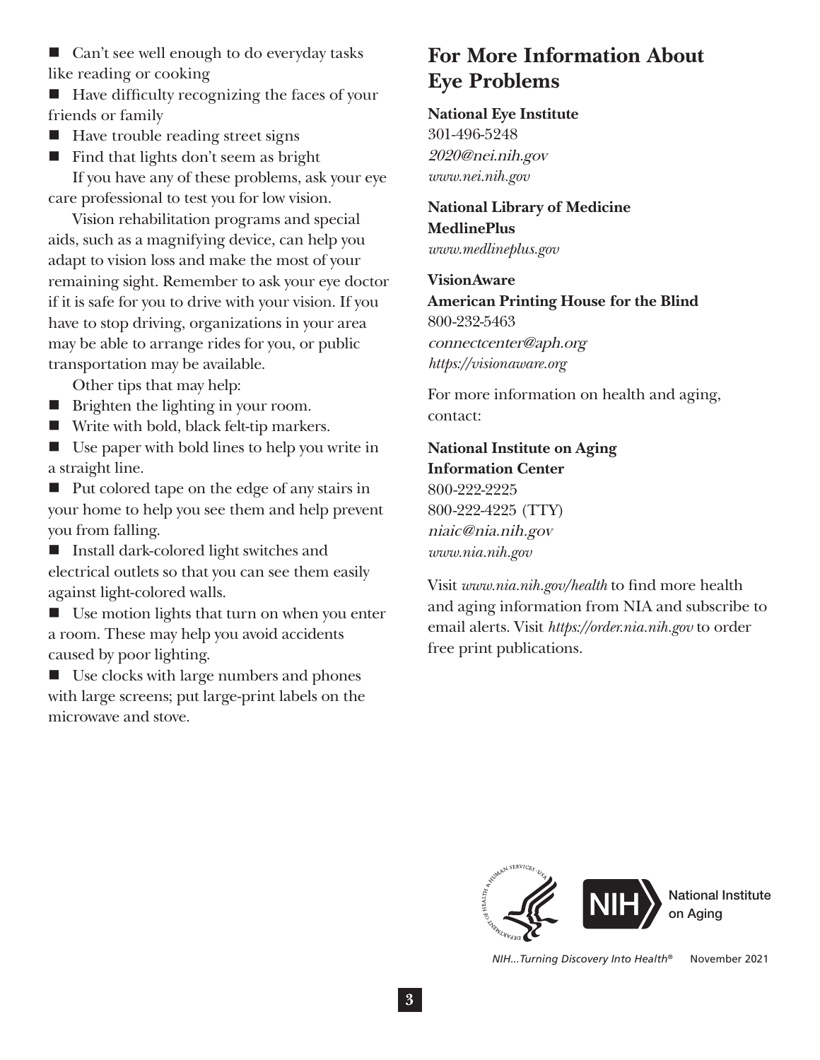- Can't see well enough to do everyday tasks like reading or cooking
- Have difficulty recognizing the faces of your friends or family
- Have trouble reading street signs
- Find that lights don't seem as bright

If you have any of these problems, ask your eye care professional to test you for low vision.

Vision rehabilitation programs and special aids, such as a magnifying device, can help you adapt to vision loss and make the most of your remaining sight. Remember to ask your eye doctor if it is safe for you to drive with your vision. If you have to stop driving, organizations in your area may be able to arrange rides for you, or public transportation may be available.

Other tips that may help:

- Brighten the lighting in your room.
- Write with bold, black felt-tip markers.
- Use paper with bold lines to help you write in a straight line.
- Put colored tape on the edge of any stairs in your home to help you see them and help prevent you from falling.
- Install dark-colored light switches and electrical outlets so that you can see them easily against light-colored walls.
- Use motion lights that turn on when you enter a room. These may help you avoid accidents caused by poor lighting.
- Use clocks with large numbers and phones with large screens; put large-print labels on the microwave and stove.

## For More Information About Eye Problems

**National Eye Institute**
301-496-5248
*2020@nei.nih.gov*
*www.nei.nih.gov*

**National Library of Medicine**
**MedlinePlus**
*www.medlineplus.gov*

**VisionAware**
**American Printing House for the Blind**
800-232-5463
*connectcenter@aph.org*
*https://visionaware.org*

For more information on health and aging, contact:

**National Institute on Aging Information Center**
800-222-2225
800-222-4225 (TTY)
*niaic@nia.nih.gov*
*www.nia.nih.gov*

Visit *www.nia.nih.gov/health* to find more health and aging information from NIA and subscribe to email alerts. Visit *https://order.nia.nih.gov* to order free print publications.

National Institute on Aging

*NIH...Turning Discovery Into Health®* November 2021